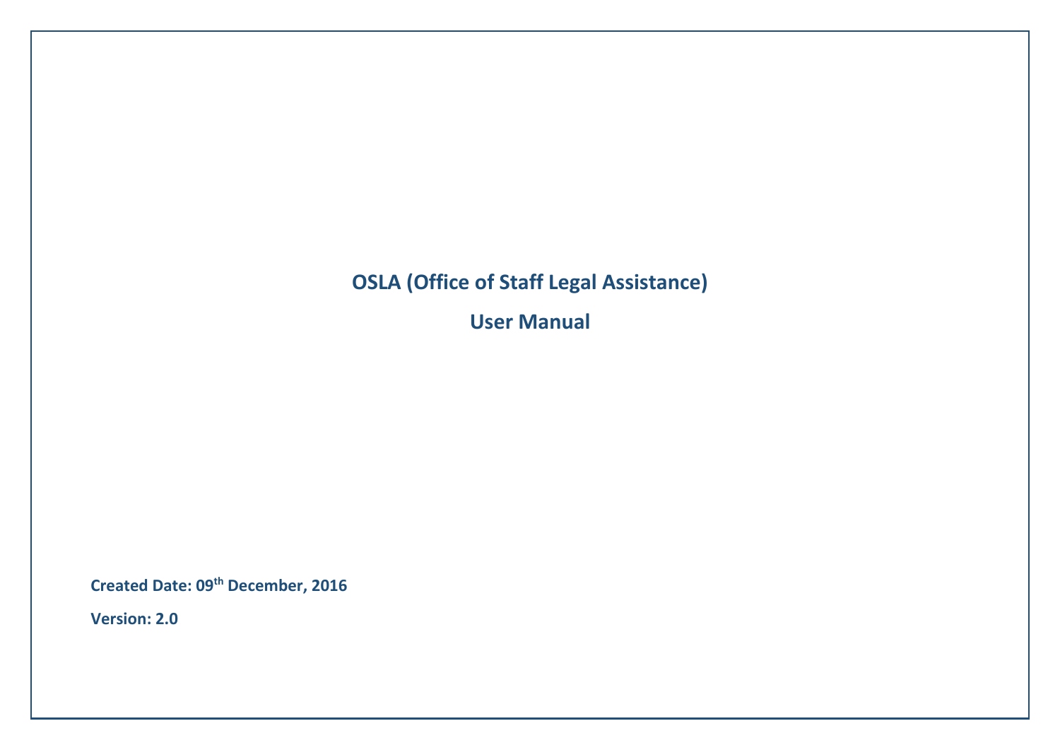# OSLA (Office of Staff Legal Assistance)

## User Manual

**Created Date: 09th December, 2016**

**Version: 2.0**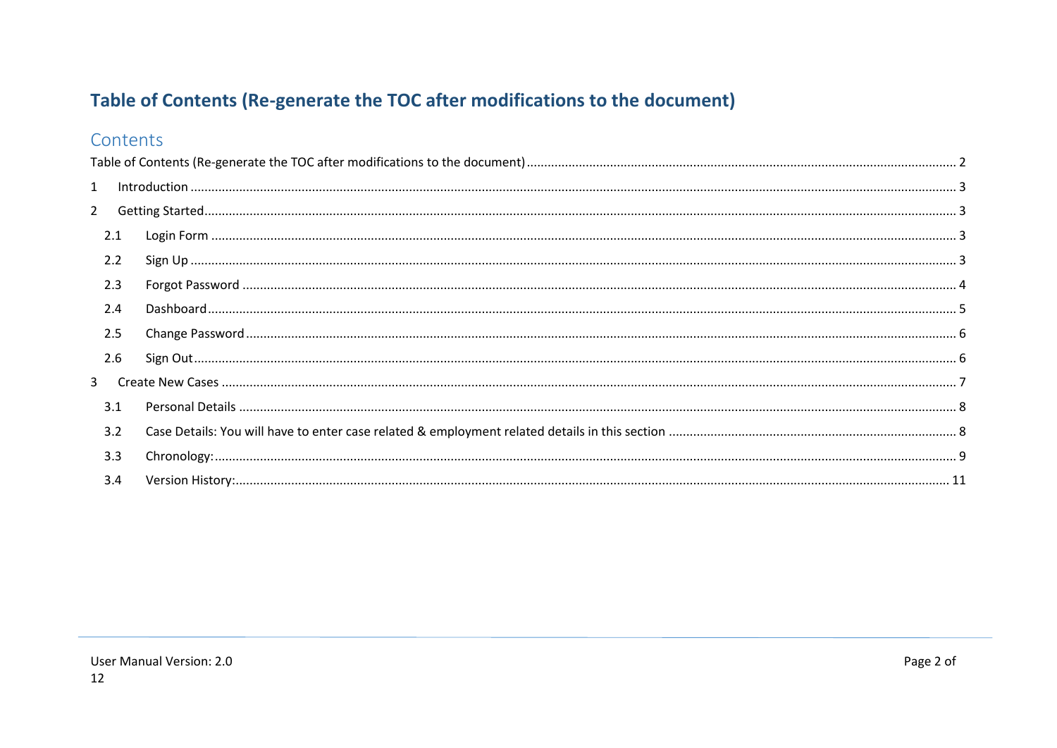# Table of Contents (Re-generate the TOC after modifications to the document)

## Contents

Table of Contents (Re-generate the TOC after modifications to the document) .......... 2

1 Introduction .......... 3

2 Getting Started .......... 3

- 2.1 Login Form .......... 3
- 2.2 Sign Up .......... 3
- 2.3 Forgot Password .......... 4
- 2.4 Dashboard .......... 5
- 2.5 Change Password .......... 6
- 2.6 Sign Out .......... 6

3 Create New Cases .......... 7

- 3.1 Personal Details .......... 8
- 3.2 Case Details: You will have to enter case related & employment related details in this section .......... 8
- 3.3 Chronology: .......... 9
- 3.4 Version History: .......... 11

User Manual Version: 2.0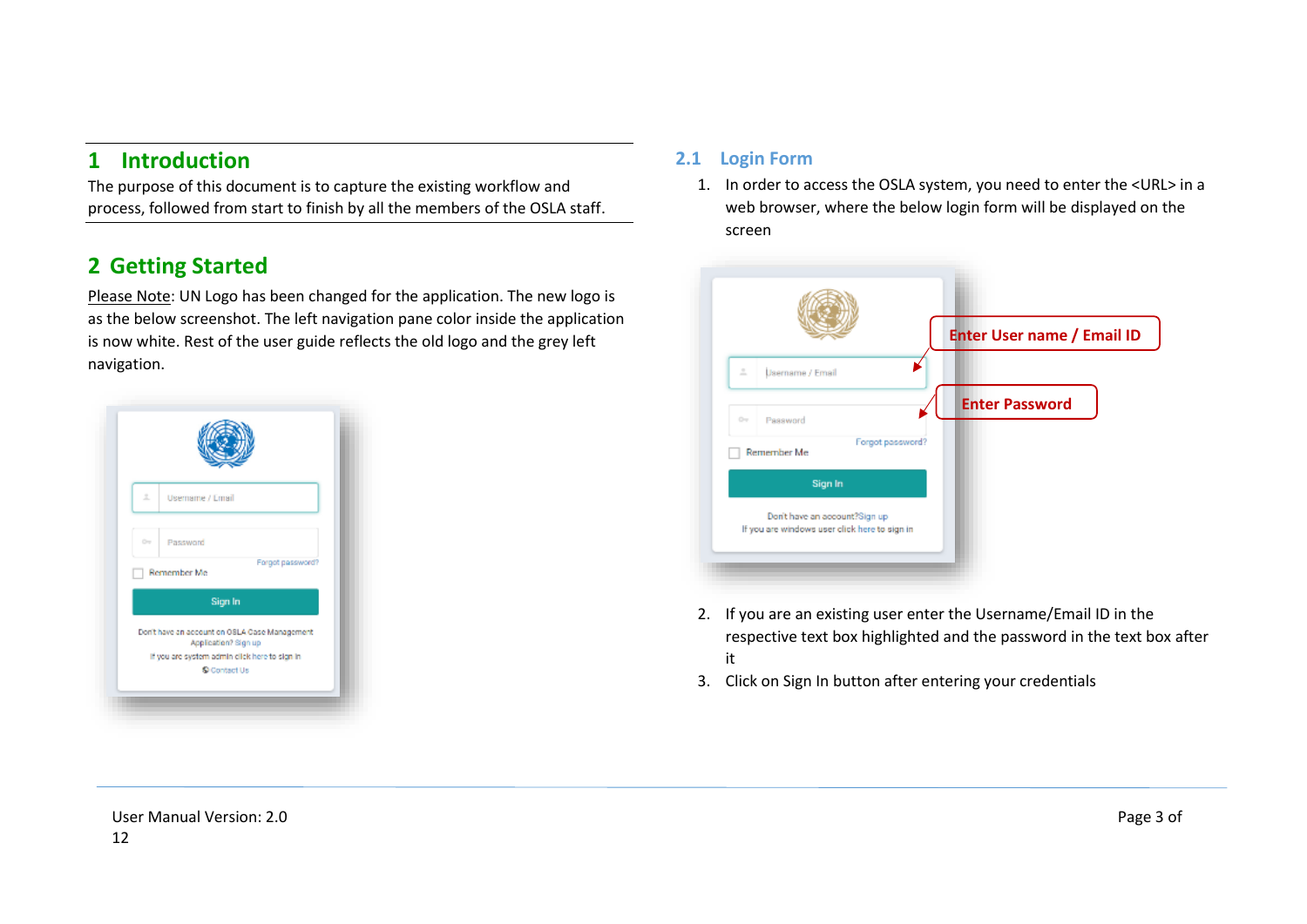# 1 Introduction

The purpose of this document is to capture the existing workflow and process, followed from start to finish by all the members of the OSLA staff.

# 2 Getting Started

Please Note: UN Logo has been changed for the application. The new logo is as the below screenshot. The left navigation pane color inside the application is now white. Rest of the user guide reflects the old logo and the grey left navigation.

## 2.1 Login Form

1. In order to access the OSLA system, you need to enter the <URL> in a web browser, where the below login form will be displayed on the screen
2. If you are an existing user enter the Username/Email ID in the respective text box highlighted and the password in the text box after it
3. Click on Sign In button after entering your credentials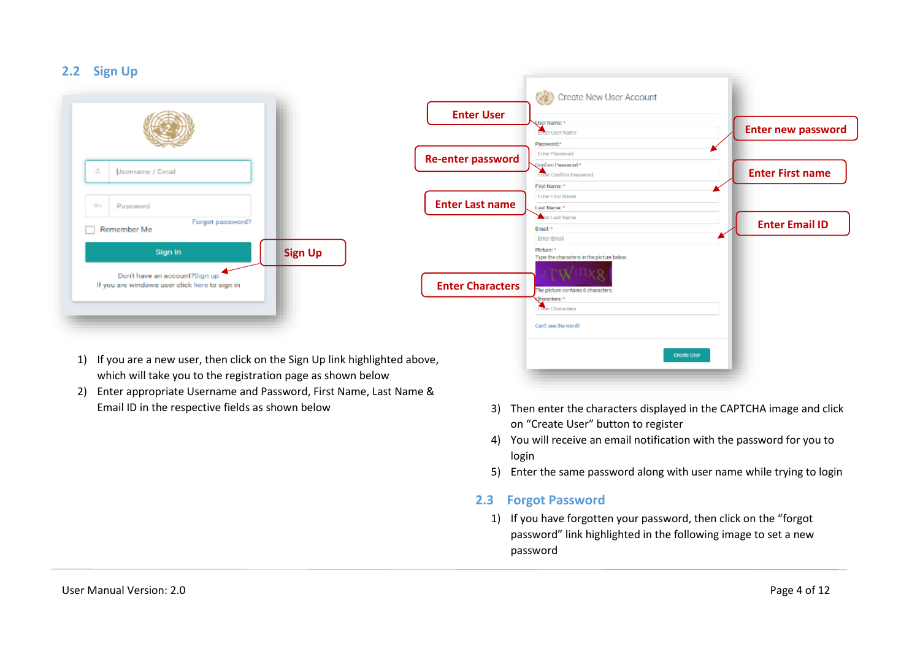## 2.2 Sign Up

1) If you are a new user, then click on the Sign Up link highlighted above, which will take you to the registration page as shown below
2) Enter appropriate Username and Password, First Name, Last Name & Email ID in the respective fields as shown below
3) Then enter the characters displayed in the CAPTCHA image and click on "Create User" button to register
4) You will receive an email notification with the password for you to login
5) Enter the same password along with user name while trying to login

## 2.3 Forgot Password

1) If you have forgotten your password, then click on the "forgot password" link highlighted in the following image to set a new password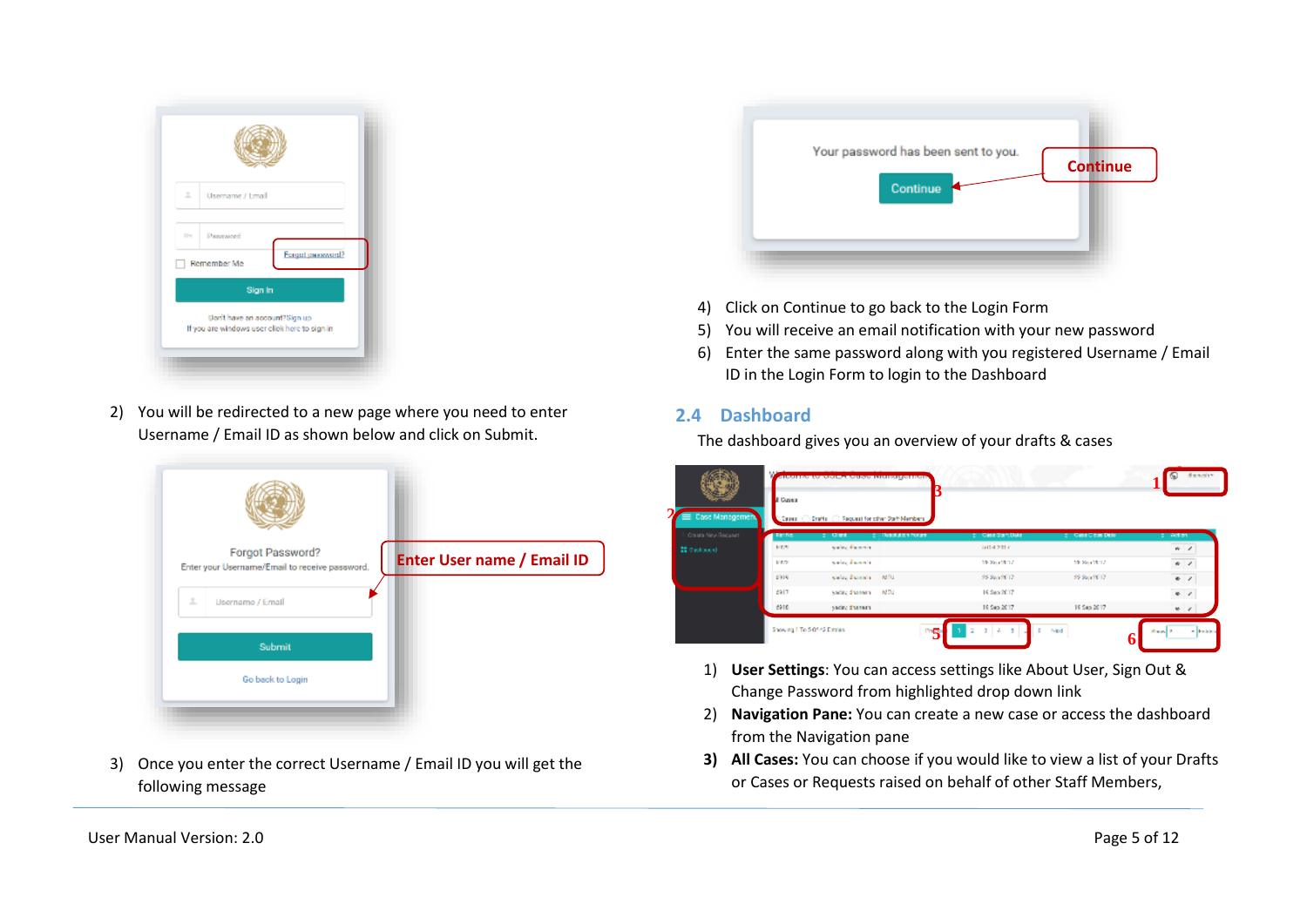2) You will be redirected to a new page where you need to enter Username / Email ID as shown below and click on Submit.

3) Once you enter the correct Username / Email ID you will get the following message

4) Click on Continue to go back to the Login Form
5) You will receive an email notification with your new password
6) Enter the same password along with you registered Username / Email ID in the Login Form to login to the Dashboard

## 2.4 Dashboard

The dashboard gives you an overview of your drafts & cases

1) **User Settings**: You can access settings like About User, Sign Out & Change Password from highlighted drop down link
2) **Navigation Pane:** You can create a new case or access the dashboard from the Navigation pane
3) **All Cases:** You can choose if you would like to view a list of your Drafts or Cases or Requests raised on behalf of other Staff Members,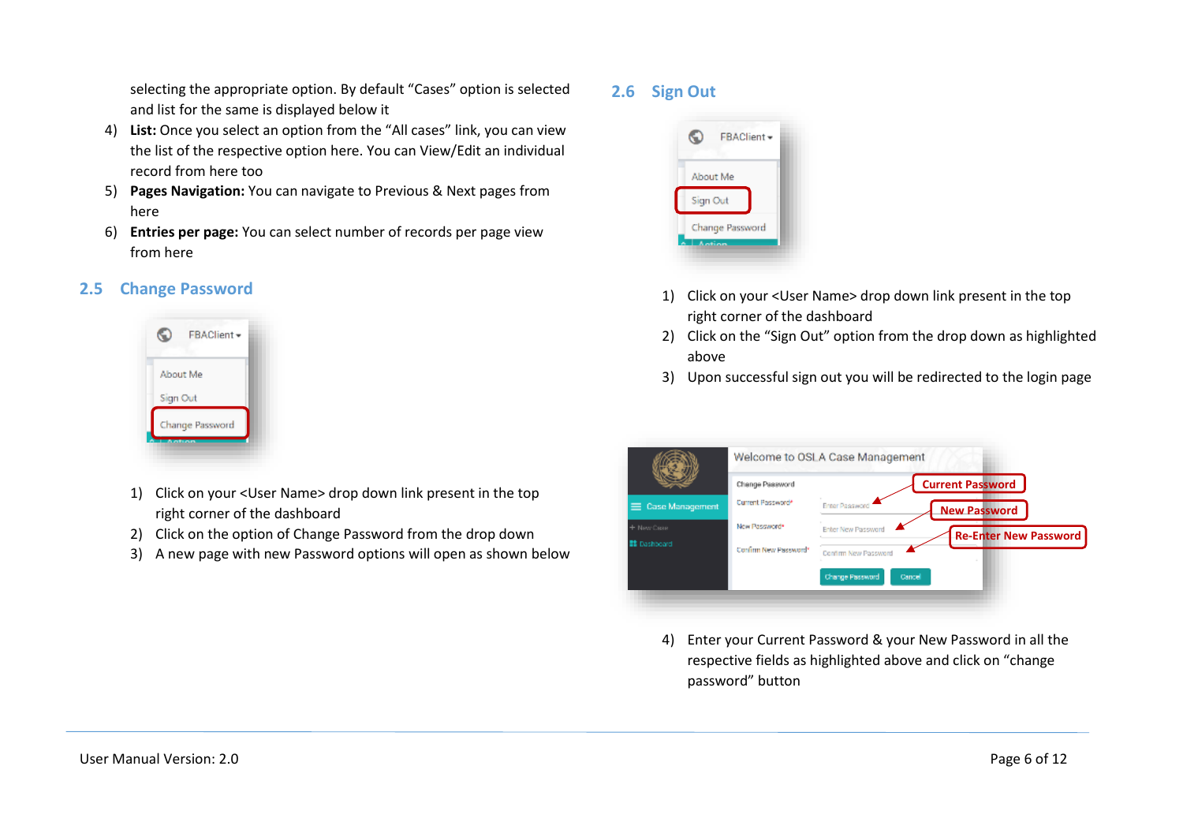selecting the appropriate option. By default "Cases" option is selected and list for the same is displayed below it

4) **List:** Once you select an option from the "All cases" link, you can view the list of the respective option here. You can View/Edit an individual record from here too
5) **Pages Navigation:** You can navigate to Previous & Next pages from here
6) **Entries per page:** You can select number of records per page view from here

## 2.5 Change Password

1) Click on your <User Name> drop down link present in the top right corner of the dashboard
2) Click on the option of Change Password from the drop down
3) A new page with new Password options will open as shown below
4) Enter your Current Password & your New Password in all the respective fields as highlighted above and click on "change password" button

## 2.6 Sign Out

1) Click on your <User Name> drop down link present in the top right corner of the dashboard
2) Click on the "Sign Out" option from the drop down as highlighted above
3) Upon successful sign out you will be redirected to the login page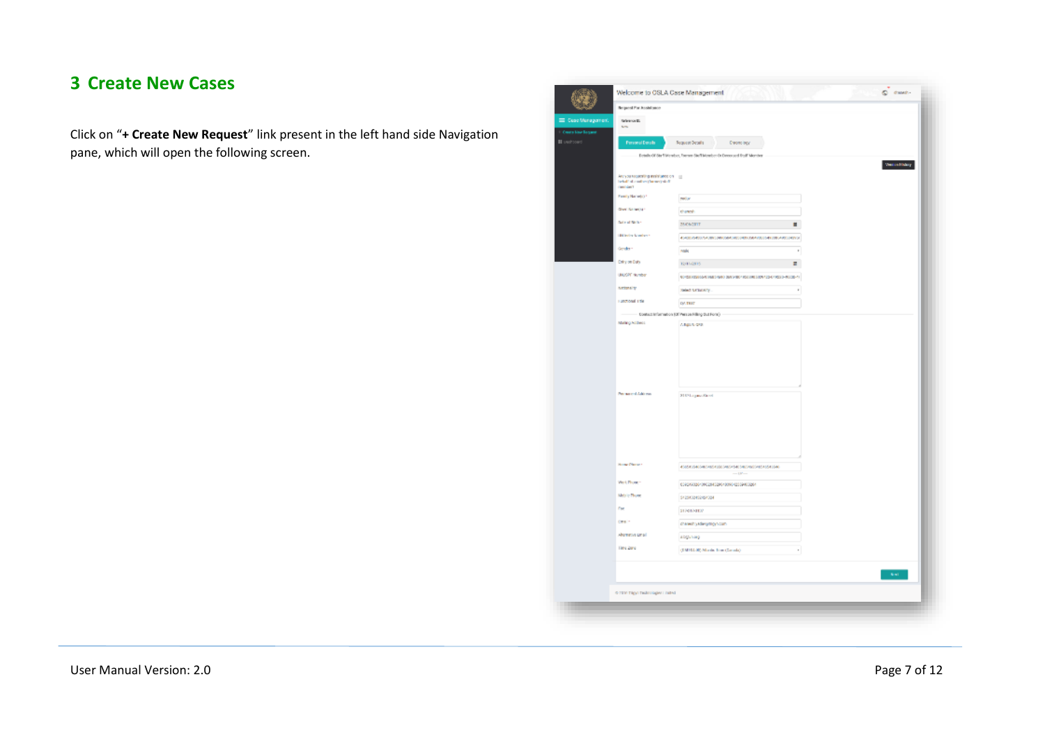# 3 Create New Cases

Click on "**+ Create New Request**" link present in the left hand side Navigation pane, which will open the following screen.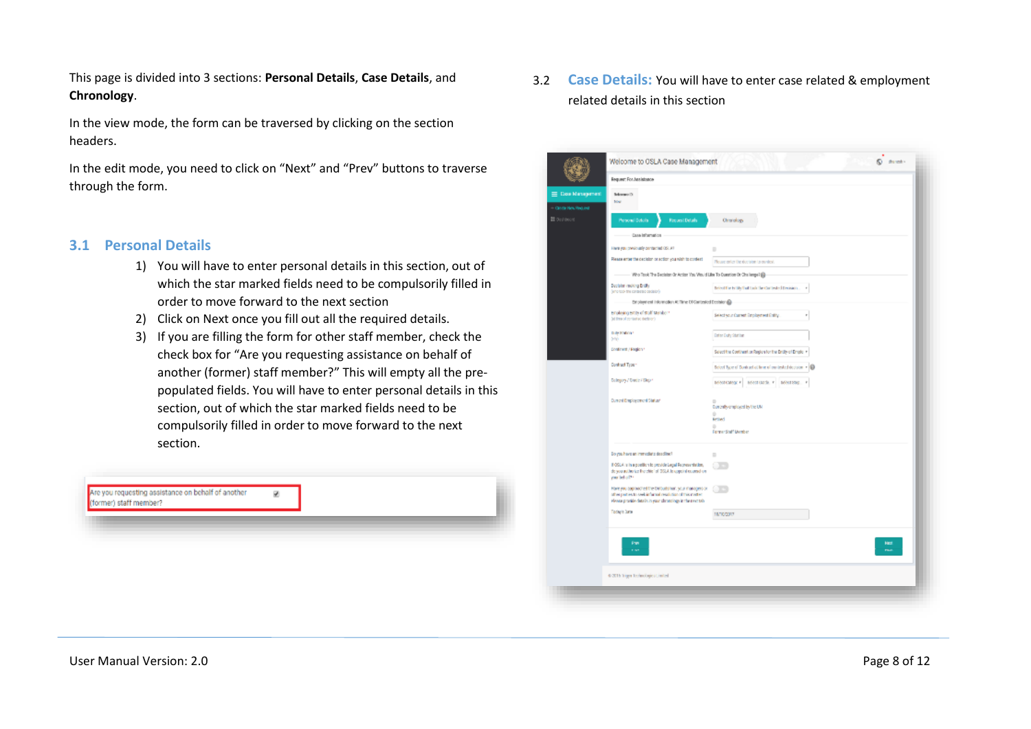This page is divided into 3 sections: **Personal Details**, **Case Details**, and **Chronology**.

In the view mode, the form can be traversed by clicking on the section headers.

In the edit mode, you need to click on "Next" and "Prev" buttons to traverse through the form.

## 3.1 Personal Details

1) You will have to enter personal details in this section, out of which the star marked fields need to be compulsorily filled in order to move forward to the next section
2) Click on Next once you fill out all the required details.
3) If you are filling the form for other staff member, check the check box for "Are you requesting assistance on behalf of another (former) staff member?" This will empty all the pre-populated fields. You will have to enter personal details in this section, out of which the star marked fields need to be compulsorily filled in order to move forward to the next section.

## 3.2 Case Details: You will have to enter case related & employment related details in this section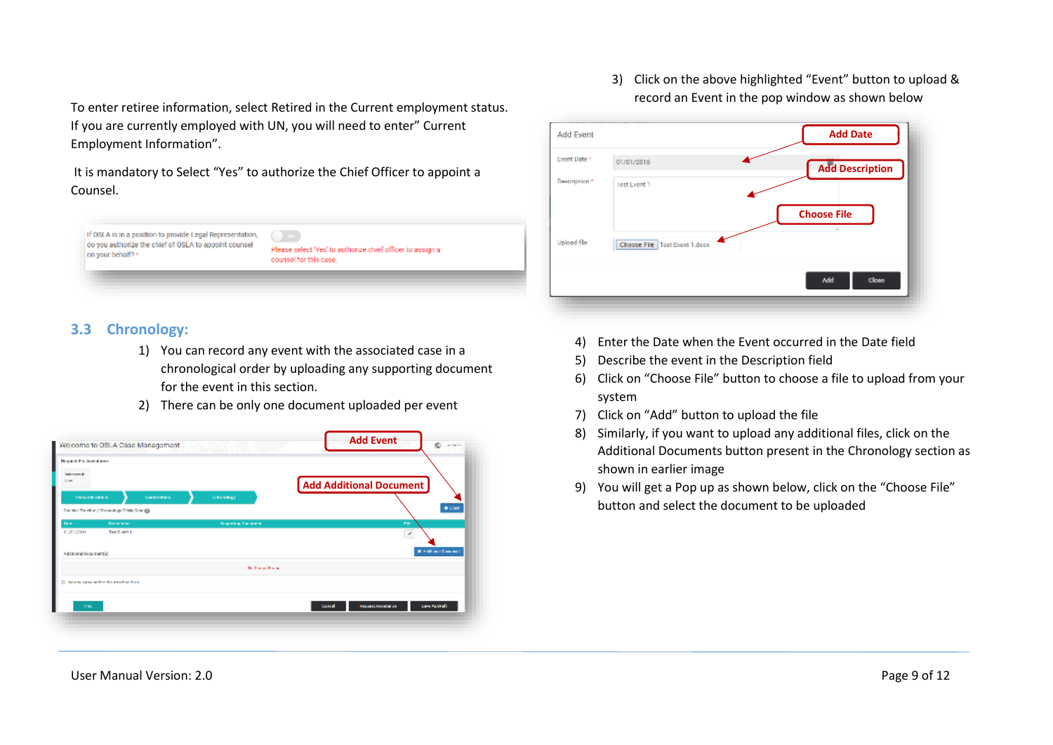To enter retiree information, select Retired in the Current employment status. If you are currently employed with UN, you will need to enter" Current Employment Information".

It is mandatory to Select "Yes" to authorize the Chief Officer to appoint a Counsel.

## 3.3 Chronology:

1) You can record any event with the associated case in a chronological order by uploading any supporting document for the event in this section.
2) There can be only one document uploaded per event

3) Click on the above highlighted "Event" button to upload & record an Event in the pop window as shown below

4) Enter the Date when the Event occurred in the Date field
5) Describe the event in the Description field
6) Click on "Choose File" button to choose a file to upload from your system
7) Click on "Add" button to upload the file
8) Similarly, if you want to upload any additional files, click on the Additional Documents button present in the Chronology section as shown in earlier image
9) You will get a Pop up as shown below, click on the "Choose File" button and select the document to be uploaded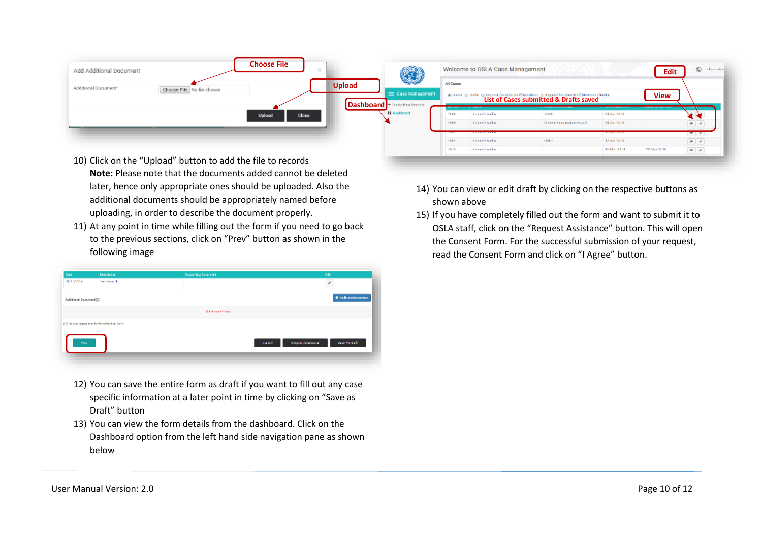10) Click on the "Upload" button to add the file to records

    **Note:** Please note that the documents added cannot be deleted later, hence only appropriate ones should be uploaded. Also the additional documents should be appropriately named before uploading, in order to describe the document properly.

11) At any point in time while filling out the form if you need to go back to the previous sections, click on "Prev" button as shown in the following image

12) You can save the entire form as draft if you want to fill out any case specific information at a later point in time by clicking on "Save as Draft" button

13) You can view the form details from the dashboard. Click on the Dashboard option from the left hand side navigation pane as shown below

14) You can view or edit draft by clicking on the respective buttons as shown above

15) If you have completely filled out the form and want to submit it to OSLA staff, click on the "Request Assistance" button. This will open the Consent Form. For the successful submission of your request, read the Consent Form and click on "I Agree" button.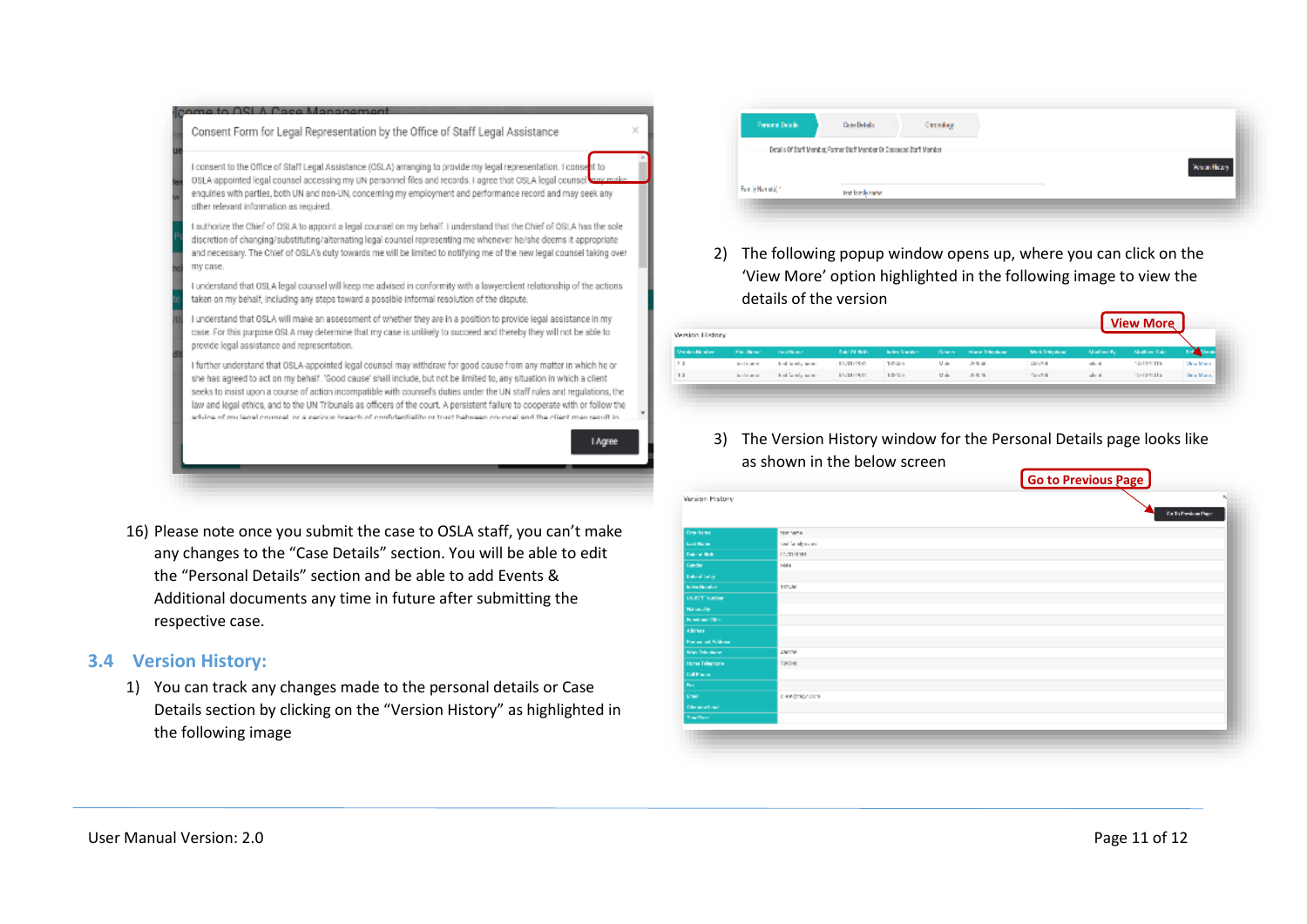16) Please note once you submit the case to OSLA staff, you can't make any changes to the "Case Details" section. You will be able to edit the "Personal Details" section and be able to add Events & Additional documents any time in future after submitting the respective case.

## 3.4 Version History:

1) You can track any changes made to the personal details or Case Details section by clicking on the "Version History" as highlighted in the following image

2) The following popup window opens up, where you can click on the 'View More' option highlighted in the following image to view the details of the version

3) The Version History window for the Personal Details page looks like as shown in the below screen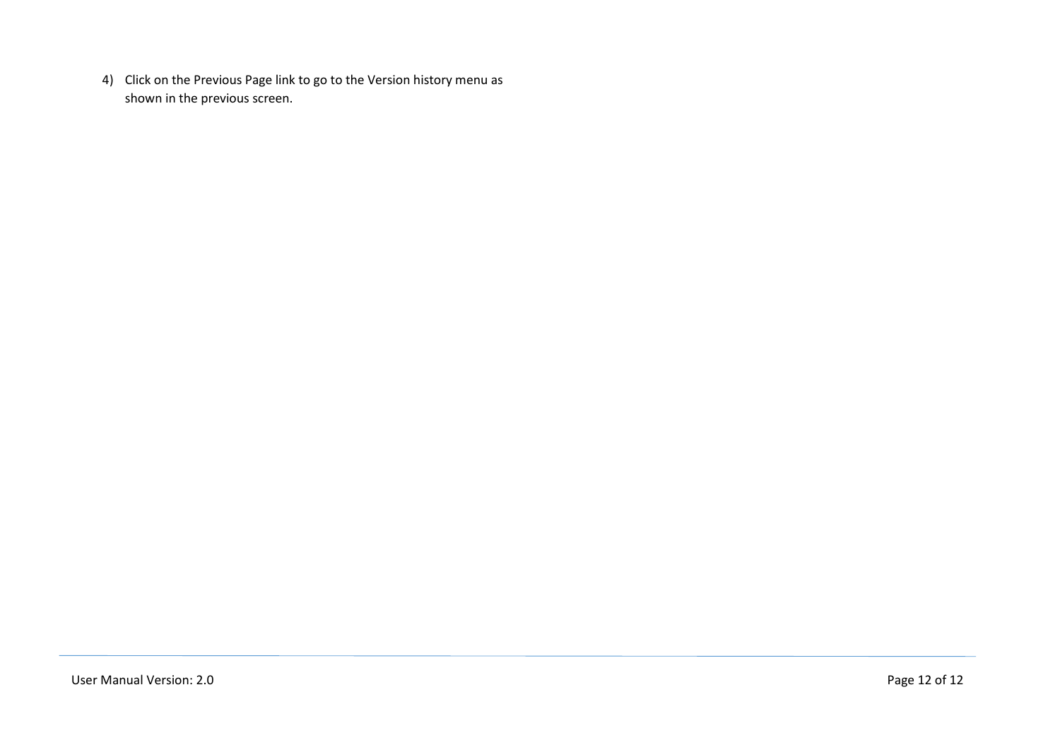4) Click on the Previous Page link to go to the Version history menu as shown in the previous screen.